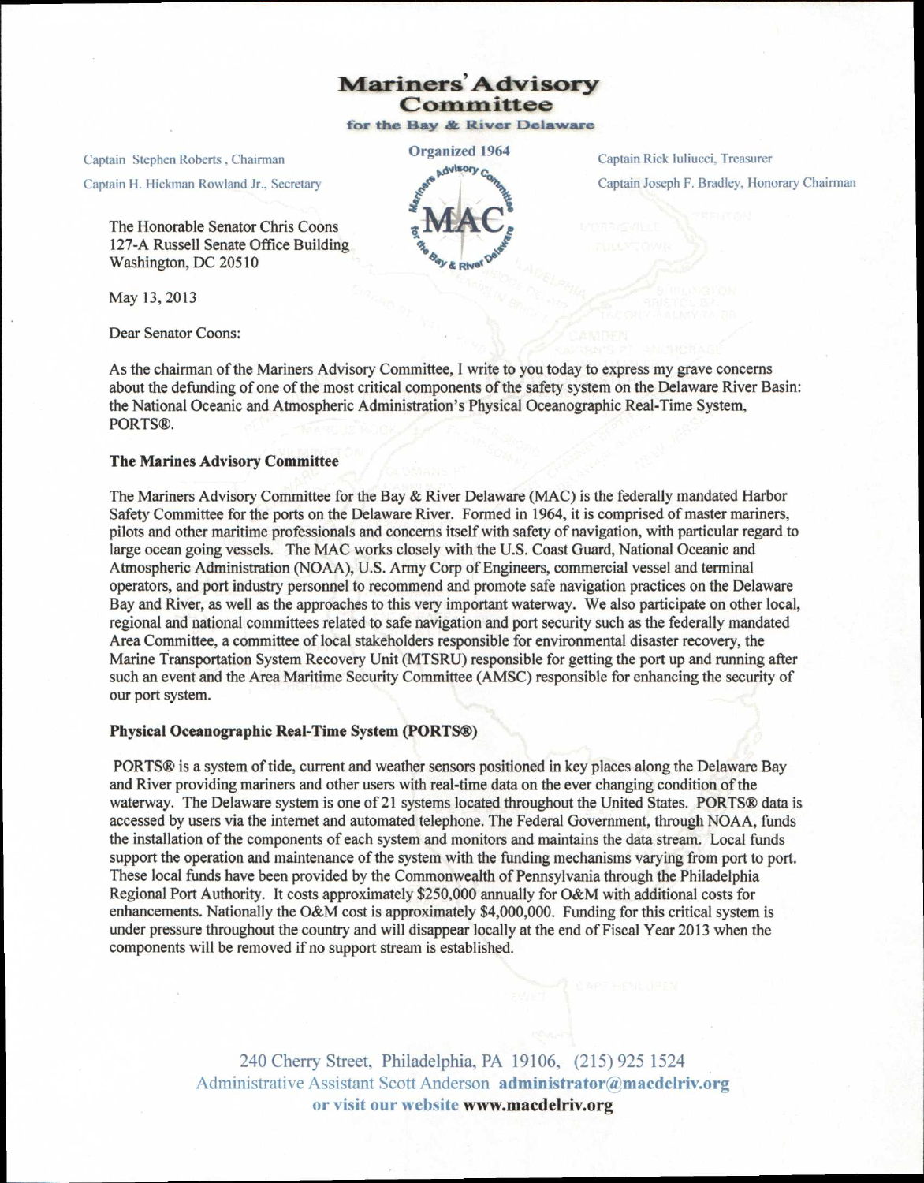# Mariners' Advisory Committee

**for the Bay & River Delaware**

Organized 1964

Captain Stephen Roberts, Chairman
Captain H. Hickman Rowland Jr., Secretary

Captain Rick Iuliucci, Treasurer
Captain Joseph F. Bradley, Honorary Chairman

The Honorable Senator Chris Coons
127-A Russell Senate Office Building
Washington, DC 20510

May 13, 2013

Dear Senator Coons:

As the chairman of the Mariners Advisory Committee, I write to you today to express my grave concerns about the defunding of one of the most critical components of the safety system on the Delaware River Basin: the National Oceanic and Atmospheric Administration's Physical Oceanographic Real-Time System, PORTS®.

**The Marines Advisory Committee**

The Mariners Advisory Committee for the Bay & River Delaware (MAC) is the federally mandated Harbor Safety Committee for the ports on the Delaware River. Formed in 1964, it is comprised of master mariners, pilots and other maritime professionals and concerns itself with safety of navigation, with particular regard to large ocean going vessels. The MAC works closely with the U.S. Coast Guard, National Oceanic and Atmospheric Administration (NOAA), U.S. Army Corp of Engineers, commercial vessel and terminal operators, and port industry personnel to recommend and promote safe navigation practices on the Delaware Bay and River, as well as the approaches to this very important waterway. We also participate on other local, regional and national committees related to safe navigation and port security such as the federally mandated Area Committee, a committee of local stakeholders responsible for environmental disaster recovery, the Marine Transportation System Recovery Unit (MTSRU) responsible for getting the port up and running after such an event and the Area Maritime Security Committee (AMSC) responsible for enhancing the security of our port system.

**Physical Oceanographic Real-Time System (PORTS®)**

PORTS® is a system of tide, current and weather sensors positioned in key places along the Delaware Bay and River providing mariners and other users with real-time data on the ever changing condition of the waterway. The Delaware system is one of 21 systems located throughout the United States. PORTS® data is accessed by users via the internet and automated telephone. The Federal Government, through NOAA, funds the installation of the components of each system and monitors and maintains the data stream. Local funds support the operation and maintenance of the system with the funding mechanisms varying from port to port. These local funds have been provided by the Commonwealth of Pennsylvania through the Philadelphia Regional Port Authority. It costs approximately $250,000 annually for O&M with additional costs for enhancements. Nationally the O&M cost is approximately $4,000,000. Funding for this critical system is under pressure throughout the country and will disappear locally at the end of Fiscal Year 2013 when the components will be removed if no support stream is established.

240 Cherry Street, Philadelphia, PA 19106, (215) 925 1524
Administrative Assistant Scott Anderson **administrator@macdelriv.org**
or visit our website **www.macdelriv.org**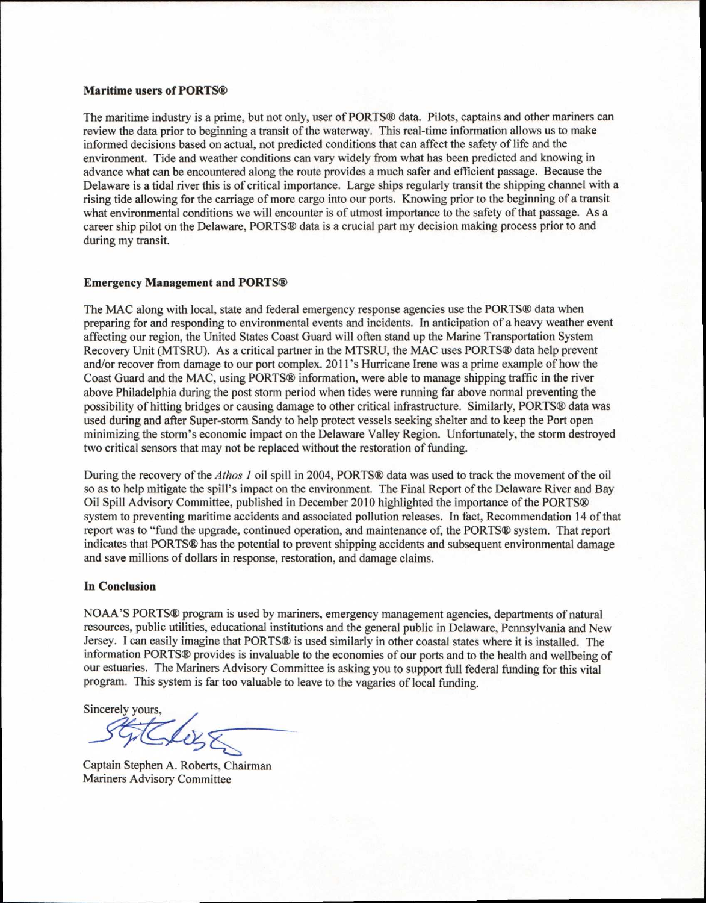**Maritime users of PORTS®**

The maritime industry is a prime, but not only, user of PORTS® data. Pilots, captains and other mariners can review the data prior to beginning a transit of the waterway. This real-time information allows us to make informed decisions based on actual, not predicted conditions that can affect the safety of life and the environment. Tide and weather conditions can vary widely from what has been predicted and knowing in advance what can be encountered along the route provides a much safer and efficient passage. Because the Delaware is a tidal river this is of critical importance. Large ships regularly transit the shipping channel with a rising tide allowing for the carriage of more cargo into our ports. Knowing prior to the beginning of a transit what environmental conditions we will encounter is of utmost importance to the safety of that passage. As a career ship pilot on the Delaware, PORTS® data is a crucial part my decision making process prior to and during my transit.

**Emergency Management and PORTS®**

The MAC along with local, state and federal emergency response agencies use the PORTS® data when preparing for and responding to environmental events and incidents. In anticipation of a heavy weather event affecting our region, the United States Coast Guard will often stand up the Marine Transportation System Recovery Unit (MTSRU). As a critical partner in the MTSRU, the MAC uses PORTS® data help prevent and/or recover from damage to our port complex. 2011's Hurricane Irene was a prime example of how the Coast Guard and the MAC, using PORTS® information, were able to manage shipping traffic in the river above Philadelphia during the post storm period when tides were running far above normal preventing the possibility of hitting bridges or causing damage to other critical infrastructure. Similarly, PORTS® data was used during and after Super-storm Sandy to help protect vessels seeking shelter and to keep the Port open minimizing the storm's economic impact on the Delaware Valley Region. Unfortunately, the storm destroyed two critical sensors that may not be replaced without the restoration of funding.

During the recovery of the *Athos 1* oil spill in 2004, PORTS® data was used to track the movement of the oil so as to help mitigate the spill's impact on the environment. The Final Report of the Delaware River and Bay Oil Spill Advisory Committee, published in December 2010 highlighted the importance of the PORTS® system to preventing maritime accidents and associated pollution releases. In fact, Recommendation 14 of that report was to "fund the upgrade, continued operation, and maintenance of, the PORTS® system. That report indicates that PORTS® has the potential to prevent shipping accidents and subsequent environmental damage and save millions of dollars in response, restoration, and damage claims.

**In Conclusion**

NOAA'S PORTS® program is used by mariners, emergency management agencies, departments of natural resources, public utilities, educational institutions and the general public in Delaware, Pennsylvania and New Jersey. I can easily imagine that PORTS® is used similarly in other coastal states where it is installed. The information PORTS® provides is invaluable to the economies of our ports and to the health and wellbeing of our estuaries. The Mariners Advisory Committee is asking you to support full federal funding for this vital program. This system is far too valuable to leave to the vagaries of local funding.

Sincerely yours,

Captain Stephen A. Roberts, Chairman
Mariners Advisory Committee